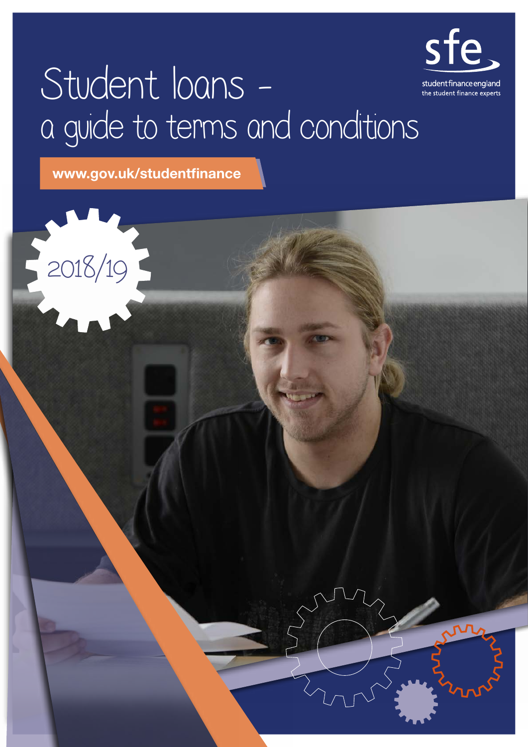# Student loans - a guide to terms and conditions

sfe
student finance england
the student finance experts

**www.gov.uk/studentfinance**

2018/19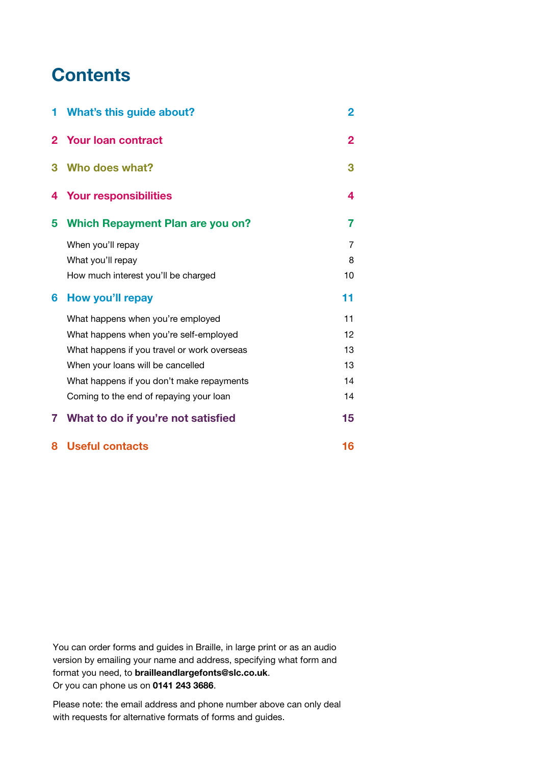# Contents

| | | |
|---|---|---|
| **1** | **What's this guide about?** | **2** |
| **2** | **Your loan contract** | **2** |
| **3** | **Who does what?** | **3** |
| **4** | **Your responsibilities** | **4** |
| **5** | **Which Repayment Plan are you on?** | **7** |
| | When you'll repay | 7 |
| | What you'll repay | 8 |
| | How much interest you'll be charged | 10 |
| **6** | **How you'll repay** | **11** |
| | What happens when you're employed | 11 |
| | What happens when you're self-employed | 12 |
| | What happens if you travel or work overseas | 13 |
| | When your loans will be cancelled | 13 |
| | What happens if you don't make repayments | 14 |
| | Coming to the end of repaying your loan | 14 |
| **7** | **What to do if you're not satisfied** | **15** |
| **8** | **Useful contacts** | **16** |

You can order forms and guides in Braille, in large print or as an audio version by emailing your name and address, specifying what form and format you need, to **brailleandlargefonts@slc.co.uk**.
Or you can phone us on **0141 243 3686**.

Please note: the email address and phone number above can only deal with requests for alternative formats of forms and guides.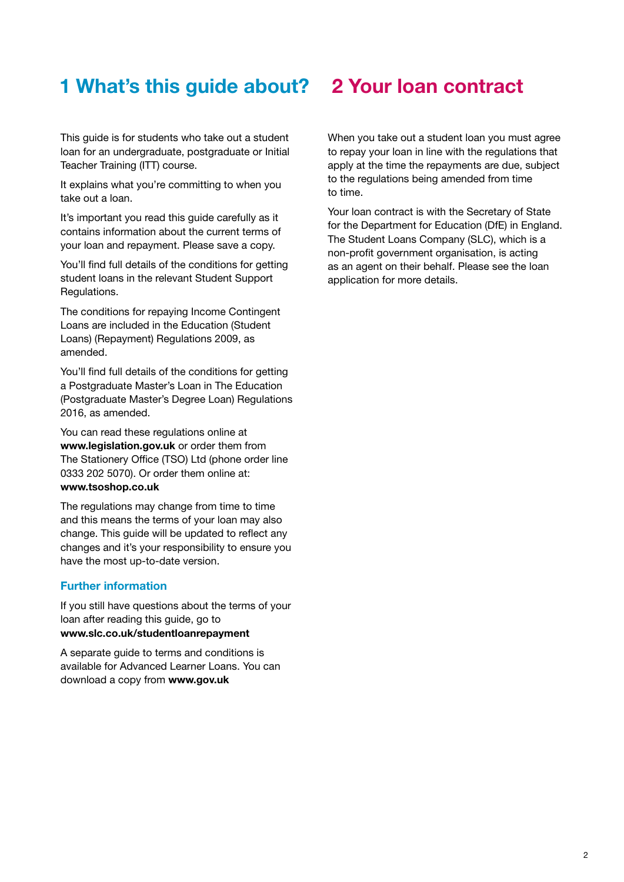# 1 What's this guide about?

This guide is for students who take out a student loan for an undergraduate, postgraduate or Initial Teacher Training (ITT) course.

It explains what you're committing to when you take out a loan.

It's important you read this guide carefully as it contains information about the current terms of your loan and repayment. Please save a copy.

You'll find full details of the conditions for getting student loans in the relevant Student Support Regulations.

The conditions for repaying Income Contingent Loans are included in the Education (Student Loans) (Repayment) Regulations 2009, as amended.

You'll find full details of the conditions for getting a Postgraduate Master's Loan in The Education (Postgraduate Master's Degree Loan) Regulations 2016, as amended.

You can read these regulations online at **www.legislation.gov.uk** or order them from The Stationery Office (TSO) Ltd (phone order line 0333 202 5070). Or order them online at: **www.tsoshop.co.uk**

The regulations may change from time to time and this means the terms of your loan may also change. This guide will be updated to reflect any changes and it's your responsibility to ensure you have the most up-to-date version.

### Further information

If you still have questions about the terms of your loan after reading this guide, go to **www.slc.co.uk/studentloanrepayment**

A separate guide to terms and conditions is available for Advanced Learner Loans. You can download a copy from **www.gov.uk**

# 2 Your loan contract

When you take out a student loan you must agree to repay your loan in line with the regulations that apply at the time the repayments are due, subject to the regulations being amended from time to time.

Your loan contract is with the Secretary of State for the Department for Education (DfE) in England. The Student Loans Company (SLC), which is a non-profit government organisation, is acting as an agent on their behalf. Please see the loan application for more details.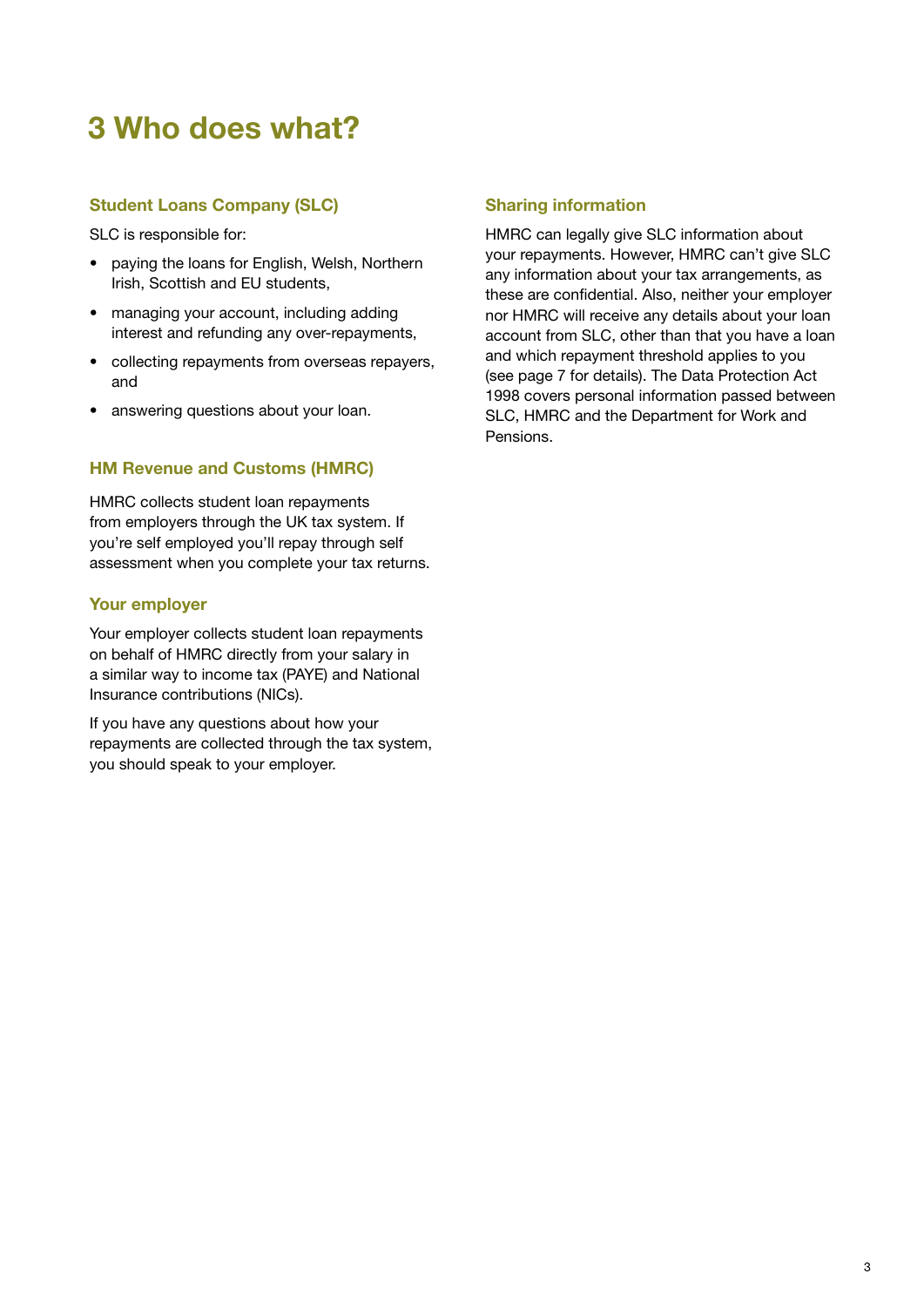# 3 Who does what?

### Student Loans Company (SLC)

SLC is responsible for:

- paying the loans for English, Welsh, Northern Irish, Scottish and EU students,
- managing your account, including adding interest and refunding any over-repayments,
- collecting repayments from overseas repayers, and
- answering questions about your loan.

### HM Revenue and Customs (HMRC)

HMRC collects student loan repayments from employers through the UK tax system. If you're self employed you'll repay through self assessment when you complete your tax returns.

### Your employer

Your employer collects student loan repayments on behalf of HMRC directly from your salary in a similar way to income tax (PAYE) and National Insurance contributions (NICs).

If you have any questions about how your repayments are collected through the tax system, you should speak to your employer.

### Sharing information

HMRC can legally give SLC information about your repayments. However, HMRC can't give SLC any information about your tax arrangements, as these are confidential. Also, neither your employer nor HMRC will receive any details about your loan account from SLC, other than that you have a loan and which repayment threshold applies to you (see page 7 for details). The Data Protection Act 1998 covers personal information passed between SLC, HMRC and the Department for Work and Pensions.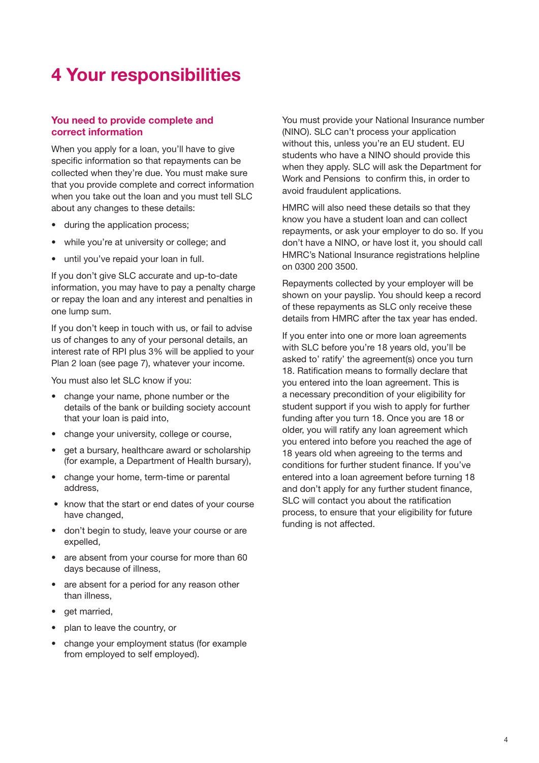# 4 Your responsibilities

## You need to provide complete and correct information

When you apply for a loan, you'll have to give specific information so that repayments can be collected when they're due. You must make sure that you provide complete and correct information when you take out the loan and you must tell SLC about any changes to these details:

- during the application process;
- while you're at university or college; and
- until you've repaid your loan in full.

If you don't give SLC accurate and up-to-date information, you may have to pay a penalty charge or repay the loan and any interest and penalties in one lump sum.

If you don't keep in touch with us, or fail to advise us of changes to any of your personal details, an interest rate of RPI plus 3% will be applied to your Plan 2 loan (see page 7), whatever your income.

You must also let SLC know if you:

- change your name, phone number or the details of the bank or building society account that your loan is paid into,
- change your university, college or course,
- get a bursary, healthcare award or scholarship (for example, a Department of Health bursary),
- change your home, term-time or parental address,
- know that the start or end dates of your course have changed,
- don't begin to study, leave your course or are expelled,
- are absent from your course for more than 60 days because of illness,
- are absent for a period for any reason other than illness,
- get married,
- plan to leave the country, or
- change your employment status (for example from employed to self employed).

You must provide your National Insurance number (NINO). SLC can't process your application without this, unless you're an EU student. EU students who have a NINO should provide this when they apply. SLC will ask the Department for Work and Pensions to confirm this, in order to avoid fraudulent applications.

HMRC will also need these details so that they know you have a student loan and can collect repayments, or ask your employer to do so. If you don't have a NINO, or have lost it, you should call HMRC's National Insurance registrations helpline on 0300 200 3500.

Repayments collected by your employer will be shown on your payslip. You should keep a record of these repayments as SLC only receive these details from HMRC after the tax year has ended.

If you enter into one or more loan agreements with SLC before you're 18 years old, you'll be asked to' ratify' the agreement(s) once you turn 18. Ratification means to formally declare that you entered into the loan agreement. This is a necessary precondition of your eligibility for student support if you wish to apply for further funding after you turn 18. Once you are 18 or older, you will ratify any loan agreement which you entered into before you reached the age of 18 years old when agreeing to the terms and conditions for further student finance. If you've entered into a loan agreement before turning 18 and don't apply for any further student finance, SLC will contact you about the ratification process, to ensure that your eligibility for future funding is not affected.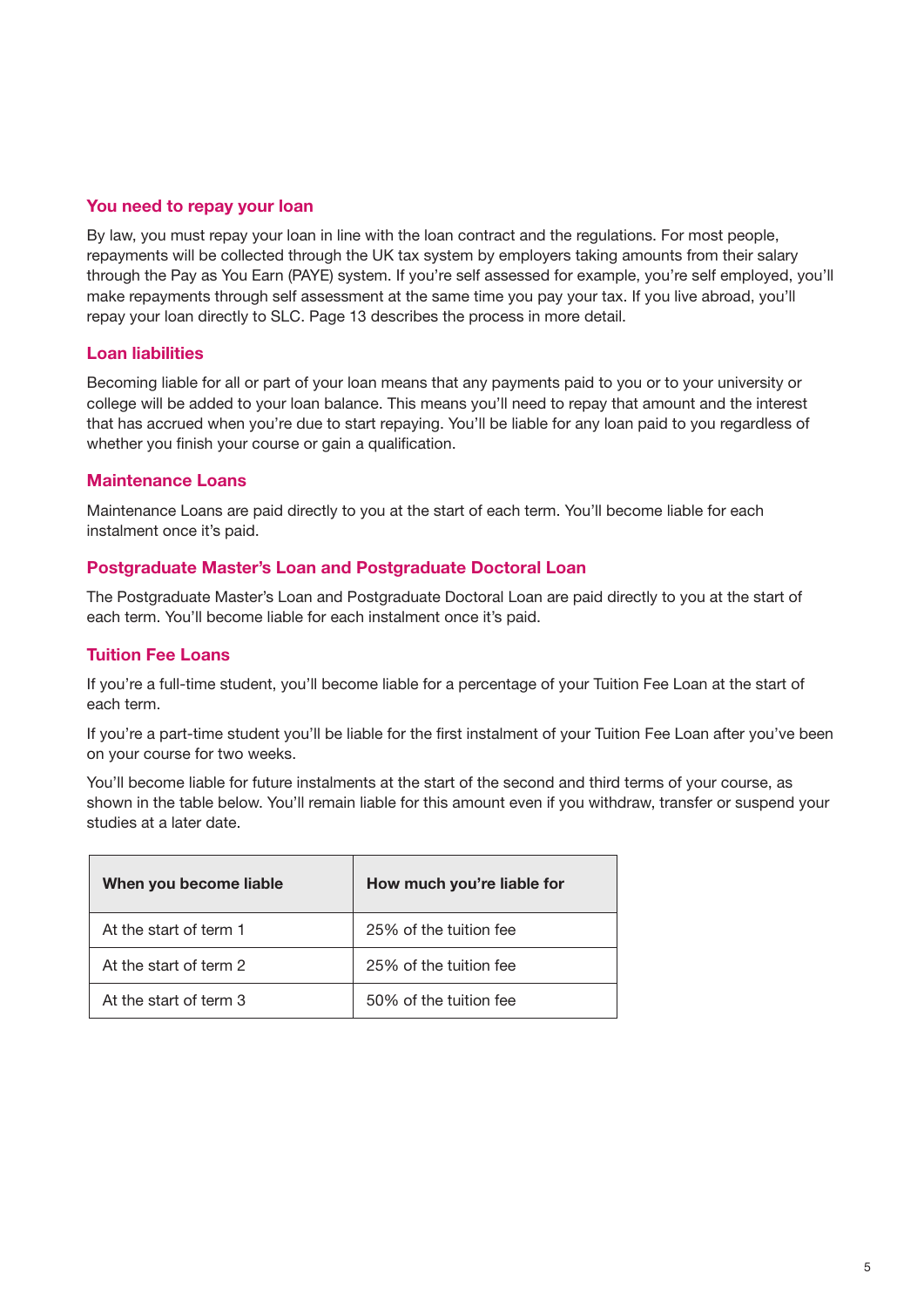## You need to repay your loan

By law, you must repay your loan in line with the loan contract and the regulations. For most people, repayments will be collected through the UK tax system by employers taking amounts from their salary through the Pay as You Earn (PAYE) system. If you're self assessed for example, you're self employed, you'll make repayments through self assessment at the same time you pay your tax. If you live abroad, you'll repay your loan directly to SLC. Page 13 describes the process in more detail.

## Loan liabilities

Becoming liable for all or part of your loan means that any payments paid to you or to your university or college will be added to your loan balance. This means you'll need to repay that amount and the interest that has accrued when you're due to start repaying. You'll be liable for any loan paid to you regardless of whether you finish your course or gain a qualification.

## Maintenance Loans

Maintenance Loans are paid directly to you at the start of each term. You'll become liable for each instalment once it's paid.

## Postgraduate Master's Loan and Postgraduate Doctoral Loan

The Postgraduate Master's Loan and Postgraduate Doctoral Loan are paid directly to you at the start of each term. You'll become liable for each instalment once it's paid.

## Tuition Fee Loans

If you're a full-time student, you'll become liable for a percentage of your Tuition Fee Loan at the start of each term.

If you're a part-time student you'll be liable for the first instalment of your Tuition Fee Loan after you've been on your course for two weeks.

You'll become liable for future instalments at the start of the second and third terms of your course, as shown in the table below. You'll remain liable for this amount even if you withdraw, transfer or suspend your studies at a later date.

| When you become liable | How much you're liable for |
|---|---|
| At the start of term 1 | 25% of the tuition fee |
| At the start of term 2 | 25% of the tuition fee |
| At the start of term 3 | 50% of the tuition fee |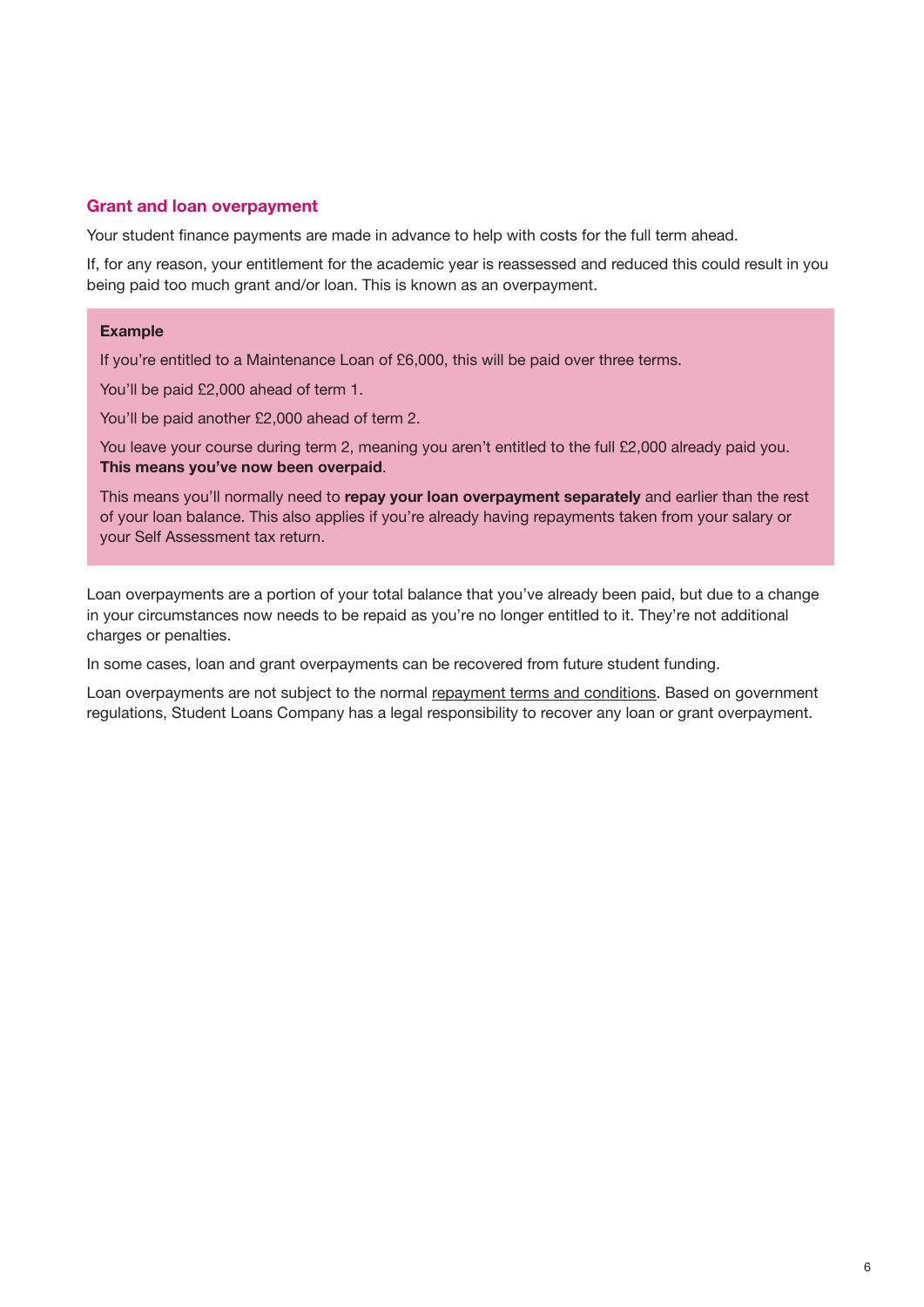## Grant and loan overpayment

Your student finance payments are made in advance to help with costs for the full term ahead.

If, for any reason, your entitlement for the academic year is reassessed and reduced this could result in you being paid too much grant and/or loan. This is known as an overpayment.

> **Example**
>
> If you're entitled to a Maintenance Loan of £6,000, this will be paid over three terms.
>
> You'll be paid £2,000 ahead of term 1.
>
> You'll be paid another £2,000 ahead of term 2.
>
> You leave your course during term 2, meaning you aren't entitled to the full £2,000 already paid you. **This means you've now been overpaid**.
>
> This means you'll normally need to **repay your loan overpayment separately** and earlier than the rest of your loan balance. This also applies if you're already having repayments taken from your salary or your Self Assessment tax return.

Loan overpayments are a portion of your total balance that you've already been paid, but due to a change in your circumstances now needs to be repaid as you're no longer entitled to it. They're not additional charges or penalties.

In some cases, loan and grant overpayments can be recovered from future student funding.

Loan overpayments are not subject to the normal repayment terms and conditions. Based on government regulations, Student Loans Company has a legal responsibility to recover any loan or grant overpayment.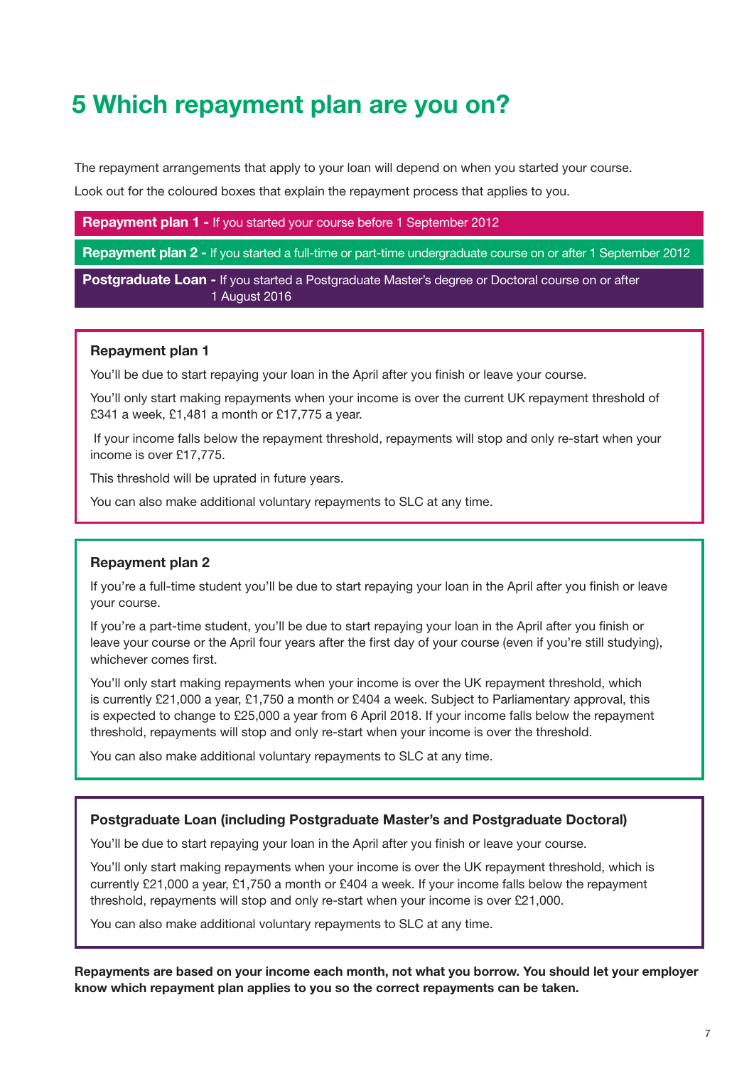# 5 Which repayment plan are you on?

The repayment arrangements that apply to your loan will depend on when you started your course.

Look out for the coloured boxes that explain the repayment process that applies to you.

**Repayment plan 1 -** If you started your course before 1 September 2012

**Repayment plan 2 -** If you started a full-time or part-time undergraduate course on or after 1 September 2012

**Postgraduate Loan -** If you started a Postgraduate Master's degree or Doctoral course on or after 1 August 2016

### Repayment plan 1

You'll be due to start repaying your loan in the April after you finish or leave your course.

You'll only start making repayments when your income is over the current UK repayment threshold of £341 a week, £1,481 a month or £17,775 a year.

If your income falls below the repayment threshold, repayments will stop and only re-start when your income is over £17,775.

This threshold will be uprated in future years.

You can also make additional voluntary repayments to SLC at any time.

### Repayment plan 2

If you're a full-time student you'll be due to start repaying your loan in the April after you finish or leave your course.

If you're a part-time student, you'll be due to start repaying your loan in the April after you finish or leave your course or the April four years after the first day of your course (even if you're still studying), whichever comes first.

You'll only start making repayments when your income is over the UK repayment threshold, which is currently £21,000 a year, £1,750 a month or £404 a week. Subject to Parliamentary approval, this is expected to change to £25,000 a year from 6 April 2018. If your income falls below the repayment threshold, repayments will stop and only re-start when your income is over the threshold.

You can also make additional voluntary repayments to SLC at any time.

### Postgraduate Loan (including Postgraduate Master's and Postgraduate Doctoral)

You'll be due to start repaying your loan in the April after you finish or leave your course.

You'll only start making repayments when your income is over the UK repayment threshold, which is currently £21,000 a year, £1,750 a month or £404 a week. If your income falls below the repayment threshold, repayments will stop and only re-start when your income is over £21,000.

You can also make additional voluntary repayments to SLC at any time.

**Repayments are based on your income each month, not what you borrow. You should let your employer know which repayment plan applies to you so the correct repayments can be taken.**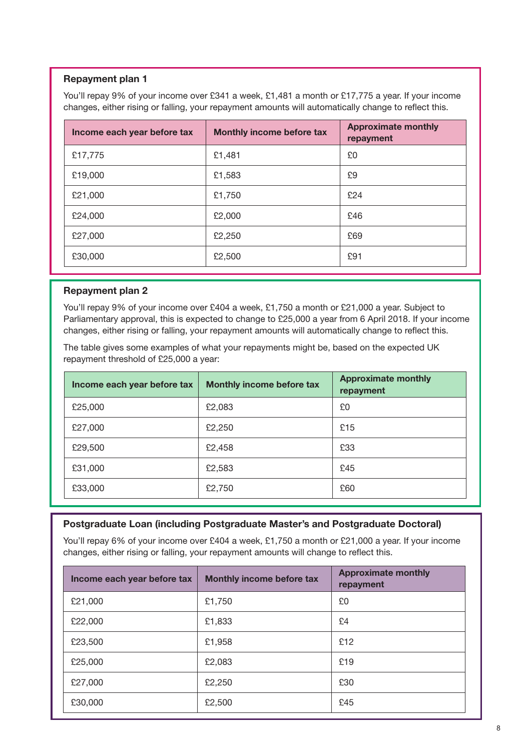### Repayment plan 1

You'll repay 9% of your income over £341 a week, £1,481 a month or £17,775 a year. If your income changes, either rising or falling, your repayment amounts will automatically change to reflect this.

| Income each year before tax | Monthly income before tax | Approximate monthly repayment |
|---|---|---|
| £17,775 | £1,481 | £0 |
| £19,000 | £1,583 | £9 |
| £21,000 | £1,750 | £24 |
| £24,000 | £2,000 | £46 |
| £27,000 | £2,250 | £69 |
| £30,000 | £2,500 | £91 |

### Repayment plan 2

You'll repay 9% of your income over £404 a week, £1,750 a month or £21,000 a year. Subject to Parliamentary approval, this is expected to change to £25,000 a year from 6 April 2018. If your income changes, either rising or falling, your repayment amounts will automatically change to reflect this.

The table gives some examples of what your repayments might be, based on the expected UK repayment threshold of £25,000 a year:

| Income each year before tax | Monthly income before tax | Approximate monthly repayment |
|---|---|---|
| £25,000 | £2,083 | £0 |
| £27,000 | £2,250 | £15 |
| £29,500 | £2,458 | £33 |
| £31,000 | £2,583 | £45 |
| £33,000 | £2,750 | £60 |

### Postgraduate Loan (including Postgraduate Master's and Postgraduate Doctoral)

You'll repay 6% of your income over £404 a week, £1,750 a month or £21,000 a year. If your income changes, either rising or falling, your repayment amounts will change to reflect this.

| Income each year before tax | Monthly income before tax | Approximate monthly repayment |
|---|---|---|
| £21,000 | £1,750 | £0 |
| £22,000 | £1,833 | £4 |
| £23,500 | £1,958 | £12 |
| £25,000 | £2,083 | £19 |
| £27,000 | £2,250 | £30 |
| £30,000 | £2,500 | £45 |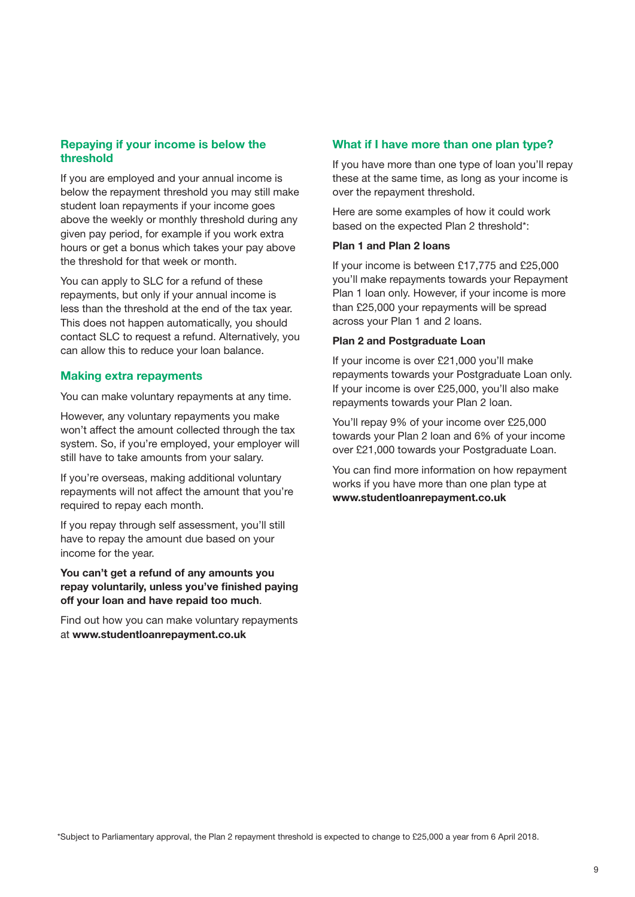## Repaying if your income is below the threshold

If you are employed and your annual income is below the repayment threshold you may still make student loan repayments if your income goes above the weekly or monthly threshold during any given pay period, for example if you work extra hours or get a bonus which takes your pay above the threshold for that week or month.

You can apply to SLC for a refund of these repayments, but only if your annual income is less than the threshold at the end of the tax year. This does not happen automatically, you should contact SLC to request a refund. Alternatively, you can allow this to reduce your loan balance.

## Making extra repayments

You can make voluntary repayments at any time.

However, any voluntary repayments you make won't affect the amount collected through the tax system. So, if you're employed, your employer will still have to take amounts from your salary.

If you're overseas, making additional voluntary repayments will not affect the amount that you're required to repay each month.

If you repay through self assessment, you'll still have to repay the amount due based on your income for the year.

**You can't get a refund of any amounts you repay voluntarily, unless you've finished paying off your loan and have repaid too much**.

Find out how you can make voluntary repayments at **www.studentloanrepayment.co.uk**

## What if I have more than one plan type?

If you have more than one type of loan you'll repay these at the same time, as long as your income is over the repayment threshold.

Here are some examples of how it could work based on the expected Plan 2 threshold*:

**Plan 1 and Plan 2 loans**

If your income is between £17,775 and £25,000 you'll make repayments towards your Repayment Plan 1 loan only. However, if your income is more than £25,000 your repayments will be spread across your Plan 1 and 2 loans.

**Plan 2 and Postgraduate Loan**

If your income is over £21,000 you'll make repayments towards your Postgraduate Loan only. If your income is over £25,000, you'll also make repayments towards your Plan 2 loan.

You'll repay 9% of your income over £25,000 towards your Plan 2 loan and 6% of your income over £21,000 towards your Postgraduate Loan.

You can find more information on how repayment works if you have more than one plan type at **www.studentloanrepayment.co.uk**

*Subject to Parliamentary approval, the Plan 2 repayment threshold is expected to change to £25,000 a year from 6 April 2018.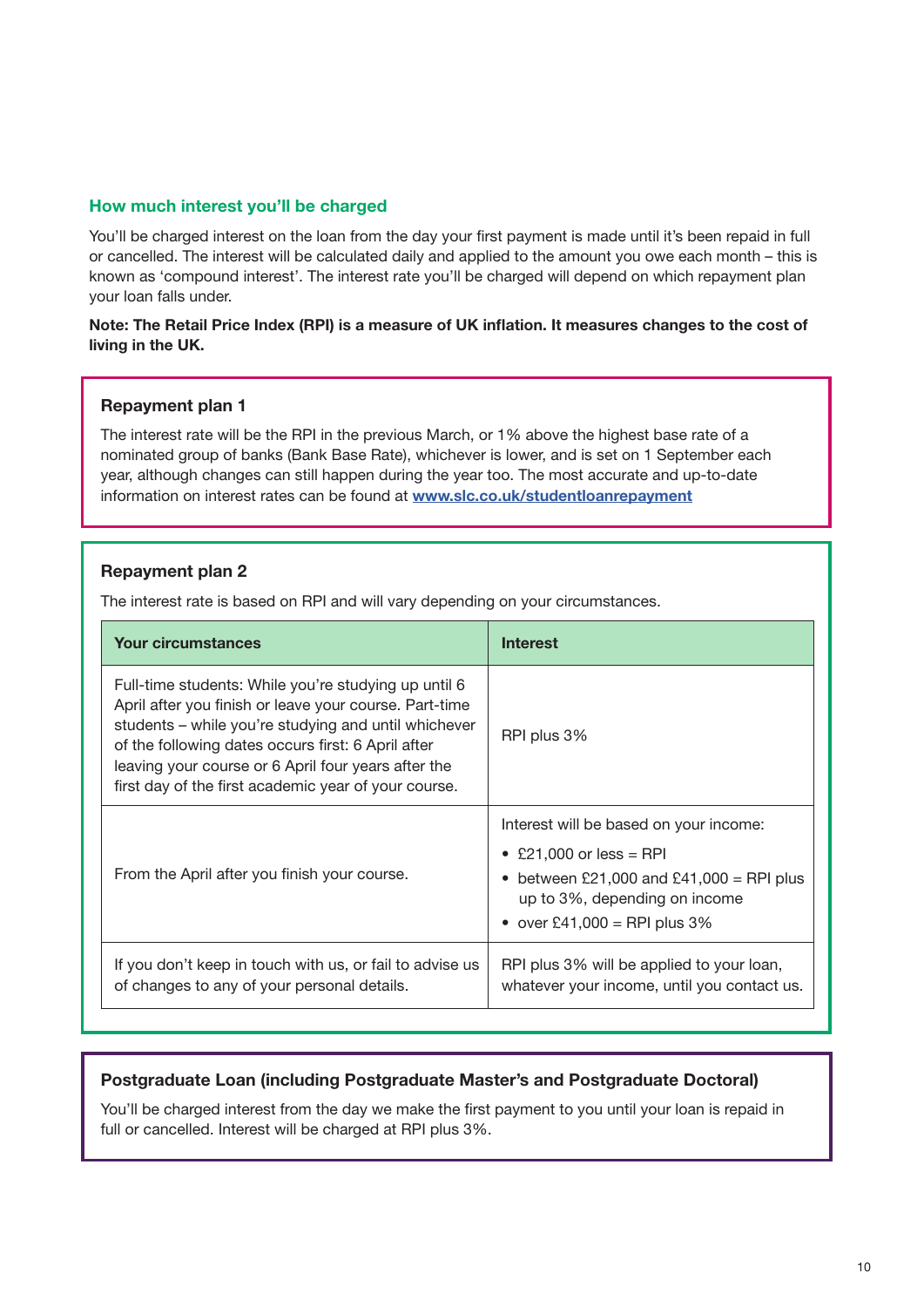## How much interest you'll be charged

You'll be charged interest on the loan from the day your first payment is made until it's been repaid in full or cancelled. The interest will be calculated daily and applied to the amount you owe each month – this is known as 'compound interest'. The interest rate you'll be charged will depend on which repayment plan your loan falls under.

**Note: The Retail Price Index (RPI) is a measure of UK inflation. It measures changes to the cost of living in the UK.**

### Repayment plan 1

The interest rate will be the RPI in the previous March, or 1% above the highest base rate of a nominated group of banks (Bank Base Rate), whichever is lower, and is set on 1 September each year, although changes can still happen during the year too. The most accurate and up-to-date information on interest rates can be found at [www.slc.co.uk/studentloanrepayment](www.slc.co.uk/studentloanrepayment)

### Repayment plan 2

The interest rate is based on RPI and will vary depending on your circumstances.

| Your circumstances | Interest |
|---|---|
| Full-time students: While you're studying up until 6 April after you finish or leave your course. Part-time students – while you're studying and until whichever of the following dates occurs first: 6 April after leaving your course or 6 April four years after the first day of the first academic year of your course. | RPI plus 3% |
| From the April after you finish your course. | Interest will be based on your income:<br>• £21,000 or less = RPI<br>• between £21,000 and £41,000 = RPI plus up to 3%, depending on income<br>• over £41,000 = RPI plus 3% |
| If you don't keep in touch with us, or fail to advise us of changes to any of your personal details. | RPI plus 3% will be applied to your loan, whatever your income, until you contact us. |

### Postgraduate Loan (including Postgraduate Master's and Postgraduate Doctoral)

You'll be charged interest from the day we make the first payment to you until your loan is repaid in full or cancelled. Interest will be charged at RPI plus 3%.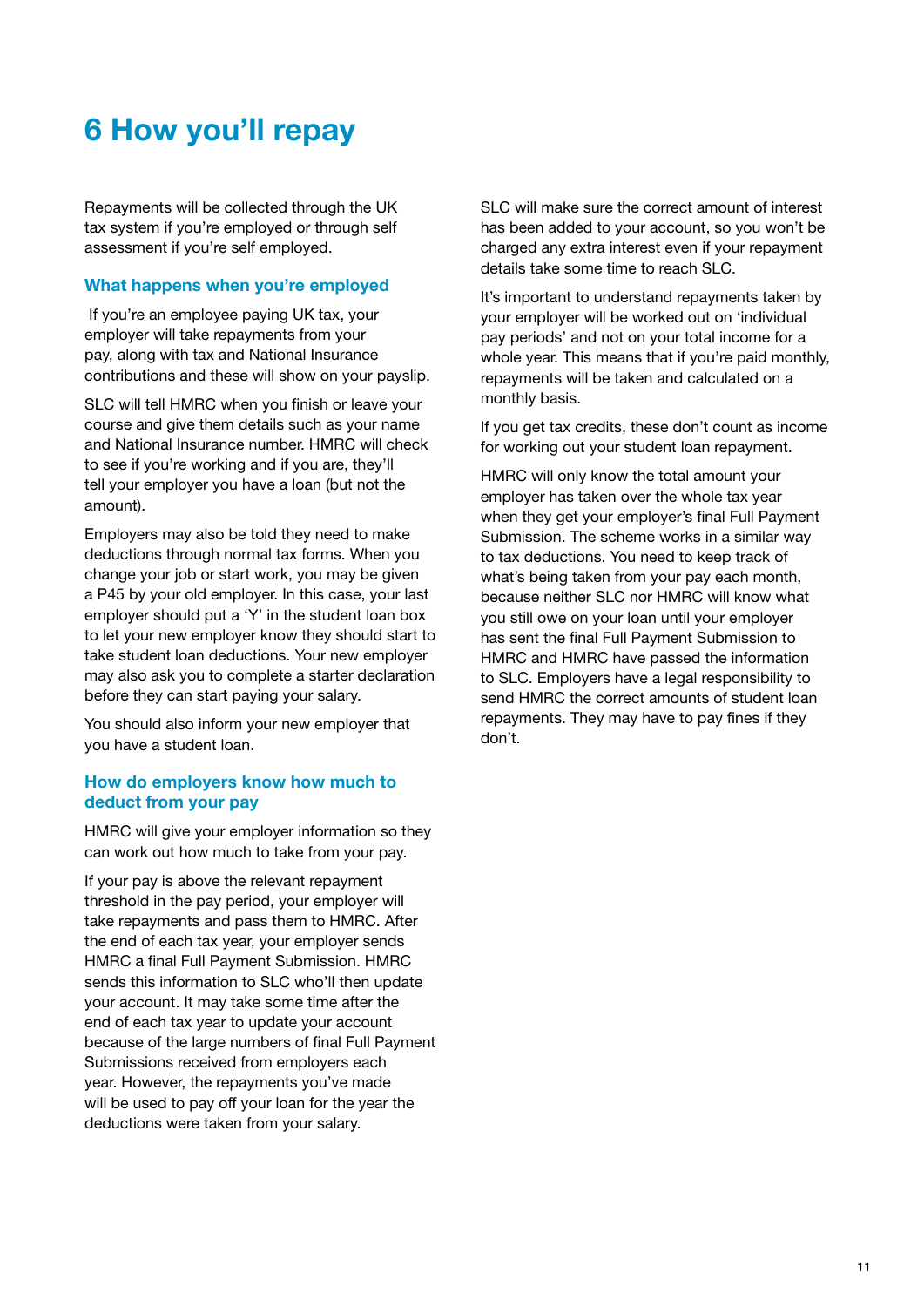# 6 How you'll repay

Repayments will be collected through the UK tax system if you're employed or through self assessment if you're self employed.

## What happens when you're employed

If you're an employee paying UK tax, your employer will take repayments from your pay, along with tax and National Insurance contributions and these will show on your payslip.

SLC will tell HMRC when you finish or leave your course and give them details such as your name and National Insurance number. HMRC will check to see if you're working and if you are, they'll tell your employer you have a loan (but not the amount).

Employers may also be told they need to make deductions through normal tax forms. When you change your job or start work, you may be given a P45 by your old employer. In this case, your last employer should put a 'Y' in the student loan box to let your new employer know they should start to take student loan deductions. Your new employer may also ask you to complete a starter declaration before they can start paying your salary.

You should also inform your new employer that you have a student loan.

## How do employers know how much to deduct from your pay

HMRC will give your employer information so they can work out how much to take from your pay.

If your pay is above the relevant repayment threshold in the pay period, your employer will take repayments and pass them to HMRC. After the end of each tax year, your employer sends HMRC a final Full Payment Submission. HMRC sends this information to SLC who'll then update your account. It may take some time after the end of each tax year to update your account because of the large numbers of final Full Payment Submissions received from employers each year. However, the repayments you've made will be used to pay off your loan for the year the deductions were taken from your salary.

SLC will make sure the correct amount of interest has been added to your account, so you won't be charged any extra interest even if your repayment details take some time to reach SLC.

It's important to understand repayments taken by your employer will be worked out on 'individual pay periods' and not on your total income for a whole year. This means that if you're paid monthly, repayments will be taken and calculated on a monthly basis.

If you get tax credits, these don't count as income for working out your student loan repayment.

HMRC will only know the total amount your employer has taken over the whole tax year when they get your employer's final Full Payment Submission. The scheme works in a similar way to tax deductions. You need to keep track of what's being taken from your pay each month, because neither SLC nor HMRC will know what you still owe on your loan until your employer has sent the final Full Payment Submission to HMRC and HMRC have passed the information to SLC. Employers have a legal responsibility to send HMRC the correct amounts of student loan repayments. They may have to pay fines if they don't.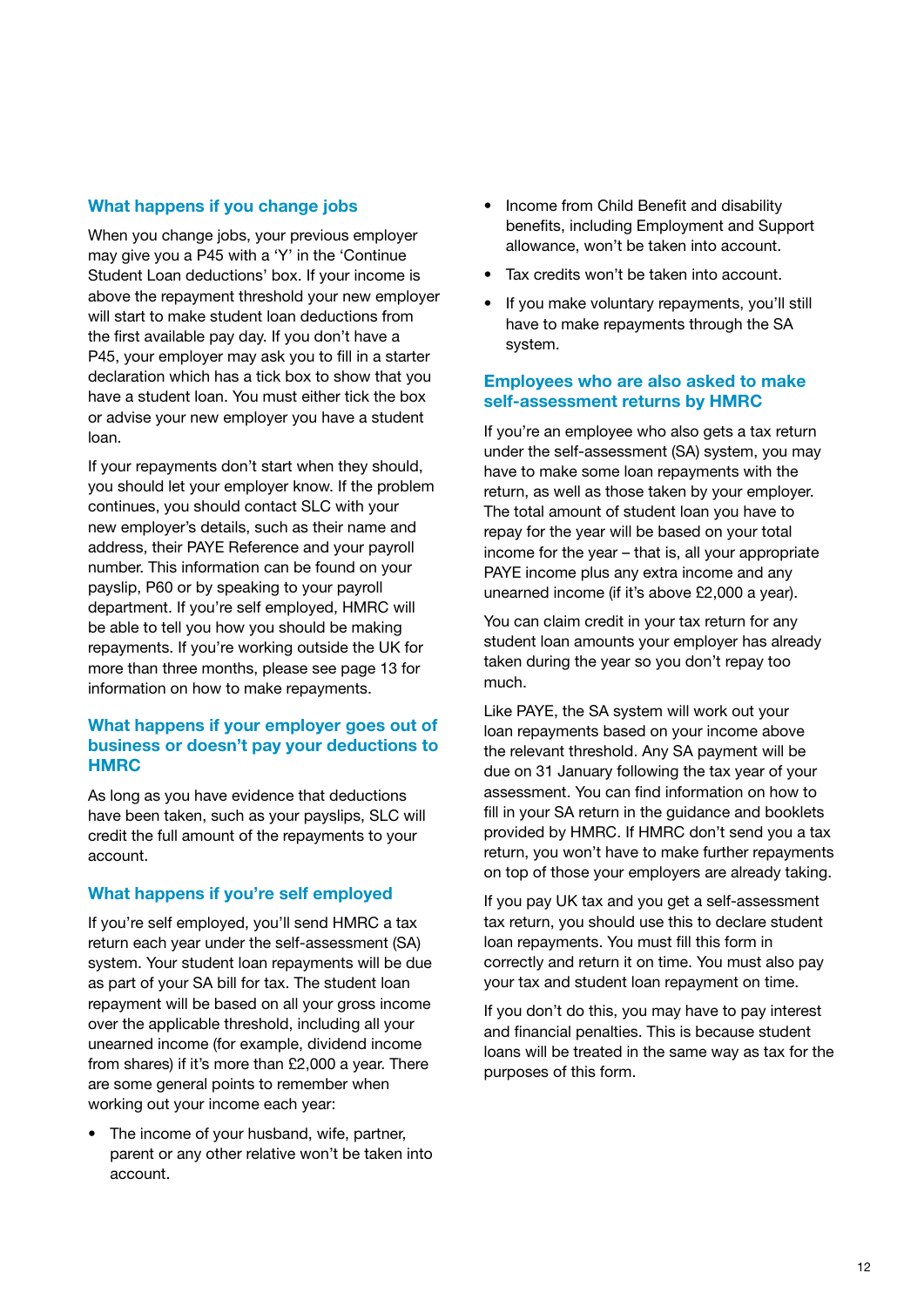## What happens if you change jobs

When you change jobs, your previous employer may give you a P45 with a 'Y' in the 'Continue Student Loan deductions' box. If your income is above the repayment threshold your new employer will start to make student loan deductions from the first available pay day. If you don't have a P45, your employer may ask you to fill in a starter declaration which has a tick box to show that you have a student loan. You must either tick the box or advise your new employer you have a student loan.

If your repayments don't start when they should, you should let your employer know. If the problem continues, you should contact SLC with your new employer's details, such as their name and address, their PAYE Reference and your payroll number. This information can be found on your payslip, P60 or by speaking to your payroll department. If you're self employed, HMRC will be able to tell you how you should be making repayments. If you're working outside the UK for more than three months, please see page 13 for information on how to make repayments.

## What happens if your employer goes out of business or doesn't pay your deductions to HMRC

As long as you have evidence that deductions have been taken, such as your payslips, SLC will credit the full amount of the repayments to your account.

## What happens if you're self employed

If you're self employed, you'll send HMRC a tax return each year under the self-assessment (SA) system. Your student loan repayments will be due as part of your SA bill for tax. The student loan repayment will be based on all your gross income over the applicable threshold, including all your unearned income (for example, dividend income from shares) if it's more than £2,000 a year. There are some general points to remember when working out your income each year:

- The income of your husband, wife, partner, parent or any other relative won't be taken into account.
- Income from Child Benefit and disability benefits, including Employment and Support allowance, won't be taken into account.
- Tax credits won't be taken into account.
- If you make voluntary repayments, you'll still have to make repayments through the SA system.

## Employees who are also asked to make self-assessment returns by HMRC

If you're an employee who also gets a tax return under the self-assessment (SA) system, you may have to make some loan repayments with the return, as well as those taken by your employer. The total amount of student loan you have to repay for the year will be based on your total income for the year – that is, all your appropriate PAYE income plus any extra income and any unearned income (if it's above £2,000 a year).

You can claim credit in your tax return for any student loan amounts your employer has already taken during the year so you don't repay too much.

Like PAYE, the SA system will work out your loan repayments based on your income above the relevant threshold. Any SA payment will be due on 31 January following the tax year of your assessment. You can find information on how to fill in your SA return in the guidance and booklets provided by HMRC. If HMRC don't send you a tax return, you won't have to make further repayments on top of those your employers are already taking.

If you pay UK tax and you get a self-assessment tax return, you should use this to declare student loan repayments. You must fill this form in correctly and return it on time. You must also pay your tax and student loan repayment on time.

If you don't do this, you may have to pay interest and financial penalties. This is because student loans will be treated in the same way as tax for the purposes of this form.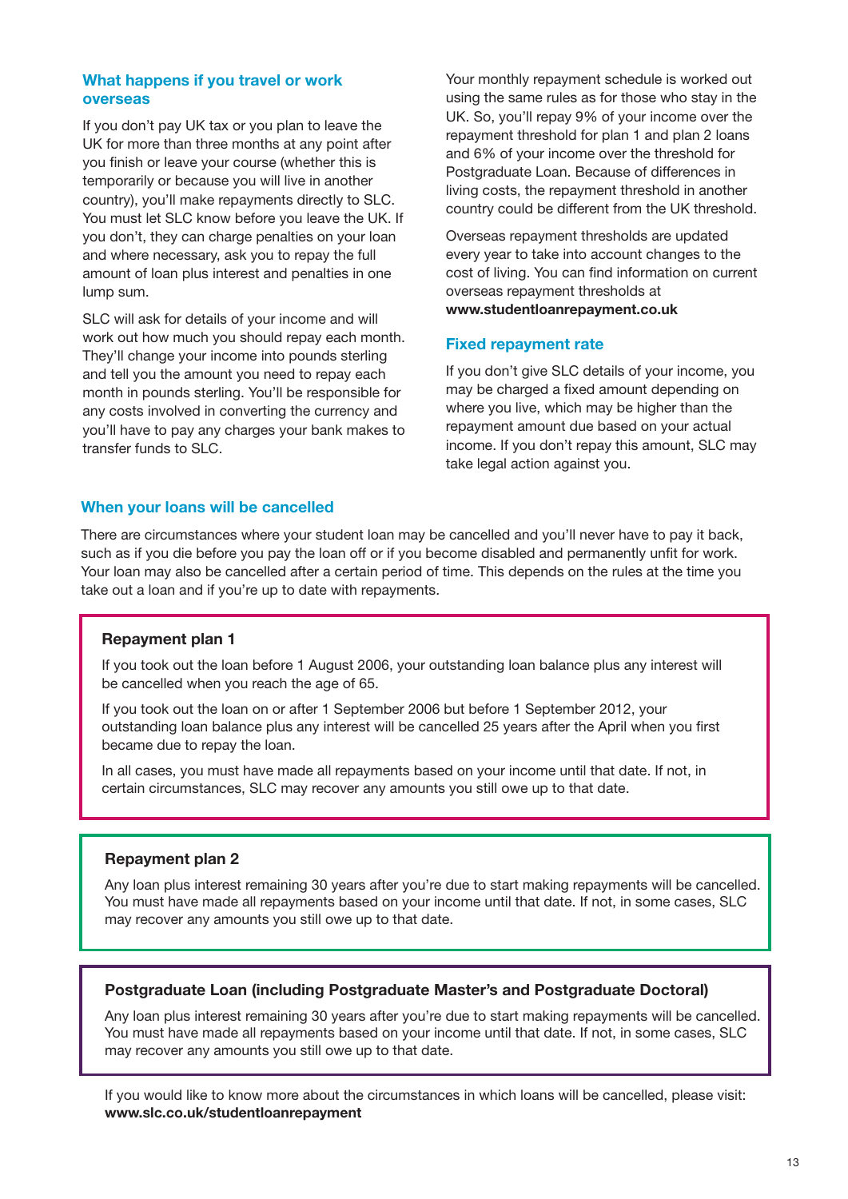### What happens if you travel or work overseas

If you don't pay UK tax or you plan to leave the UK for more than three months at any point after you finish or leave your course (whether this is temporarily or because you will live in another country), you'll make repayments directly to SLC. You must let SLC know before you leave the UK. If you don't, they can charge penalties on your loan and where necessary, ask you to repay the full amount of loan plus interest and penalties in one lump sum.

SLC will ask for details of your income and will work out how much you should repay each month. They'll change your income into pounds sterling and tell you the amount you need to repay each month in pounds sterling. You'll be responsible for any costs involved in converting the currency and you'll have to pay any charges your bank makes to transfer funds to SLC.

Your monthly repayment schedule is worked out using the same rules as for those who stay in the UK. So, you'll repay 9% of your income over the repayment threshold for plan 1 and plan 2 loans and 6% of your income over the threshold for Postgraduate Loan. Because of differences in living costs, the repayment threshold in another country could be different from the UK threshold.

Overseas repayment thresholds are updated every year to take into account changes to the cost of living. You can find information on current overseas repayment thresholds at **www.studentloanrepayment.co.uk**

### Fixed repayment rate

If you don't give SLC details of your income, you may be charged a fixed amount depending on where you live, which may be higher than the repayment amount due based on your actual income. If you don't repay this amount, SLC may take legal action against you.

### When your loans will be cancelled

There are circumstances where your student loan may be cancelled and you'll never have to pay it back, such as if you die before you pay the loan off or if you become disabled and permanently unfit for work. Your loan may also be cancelled after a certain period of time. This depends on the rules at the time you take out a loan and if you're up to date with repayments.

#### Repayment plan 1

If you took out the loan before 1 August 2006, your outstanding loan balance plus any interest will be cancelled when you reach the age of 65.

If you took out the loan on or after 1 September 2006 but before 1 September 2012, your outstanding loan balance plus any interest will be cancelled 25 years after the April when you first became due to repay the loan.

In all cases, you must have made all repayments based on your income until that date. If not, in certain circumstances, SLC may recover any amounts you still owe up to that date.

#### Repayment plan 2

Any loan plus interest remaining 30 years after you're due to start making repayments will be cancelled. You must have made all repayments based on your income until that date. If not, in some cases, SLC may recover any amounts you still owe up to that date.

#### Postgraduate Loan (including Postgraduate Master's and Postgraduate Doctoral)

Any loan plus interest remaining 30 years after you're due to start making repayments will be cancelled. You must have made all repayments based on your income until that date. If not, in some cases, SLC may recover any amounts you still owe up to that date.

If you would like to know more about the circumstances in which loans will be cancelled, please visit: **www.slc.co.uk/studentloanrepayment**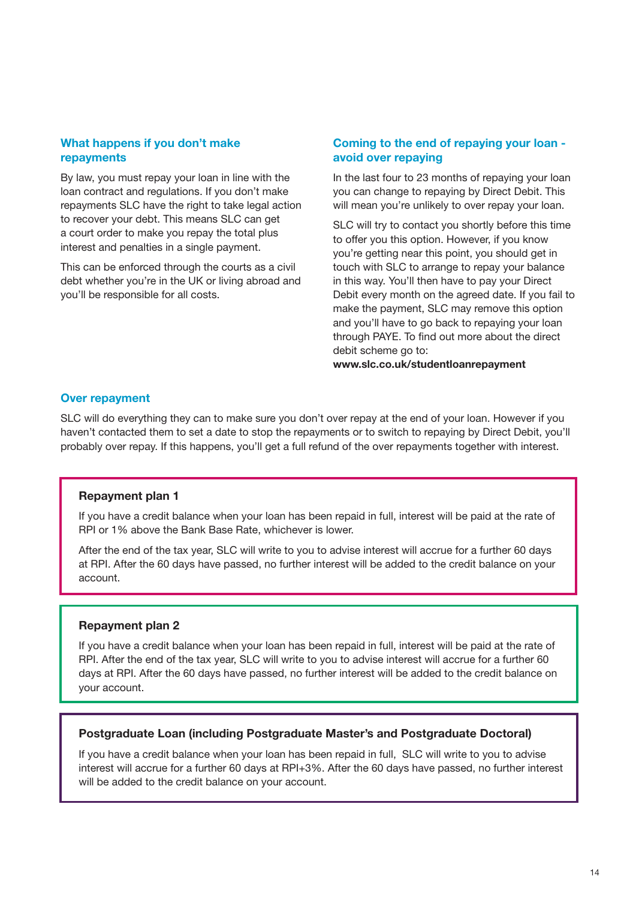## What happens if you don't make repayments

By law, you must repay your loan in line with the loan contract and regulations. If you don't make repayments SLC have the right to take legal action to recover your debt. This means SLC can get a court order to make you repay the total plus interest and penalties in a single payment.

This can be enforced through the courts as a civil debt whether you're in the UK or living abroad and you'll be responsible for all costs.

## Coming to the end of repaying your loan - avoid over repaying

In the last four to 23 months of repaying your loan you can change to repaying by Direct Debit. This will mean you're unlikely to over repay your loan.

SLC will try to contact you shortly before this time to offer you this option. However, if you know you're getting near this point, you should get in touch with SLC to arrange to repay your balance in this way. You'll then have to pay your Direct Debit every month on the agreed date. If you fail to make the payment, SLC may remove this option and you'll have to go back to repaying your loan through PAYE. To find out more about the direct debit scheme go to:
**www.slc.co.uk/studentloanrepayment**

## Over repayment

SLC will do everything they can to make sure you don't over repay at the end of your loan. However if you haven't contacted them to set a date to stop the repayments or to switch to repaying by Direct Debit, you'll probably over repay. If this happens, you'll get a full refund of the over repayments together with interest.

### Repayment plan 1

If you have a credit balance when your loan has been repaid in full, interest will be paid at the rate of RPI or 1% above the Bank Base Rate, whichever is lower.

After the end of the tax year, SLC will write to you to advise interest will accrue for a further 60 days at RPI. After the 60 days have passed, no further interest will be added to the credit balance on your account.

### Repayment plan 2

If you have a credit balance when your loan has been repaid in full, interest will be paid at the rate of RPI. After the end of the tax year, SLC will write to you to advise interest will accrue for a further 60 days at RPI. After the 60 days have passed, no further interest will be added to the credit balance on your account.

### Postgraduate Loan (including Postgraduate Master's and Postgraduate Doctoral)

If you have a credit balance when your loan has been repaid in full, SLC will write to you to advise interest will accrue for a further 60 days at RPI+3%. After the 60 days have passed, no further interest will be added to the credit balance on your account.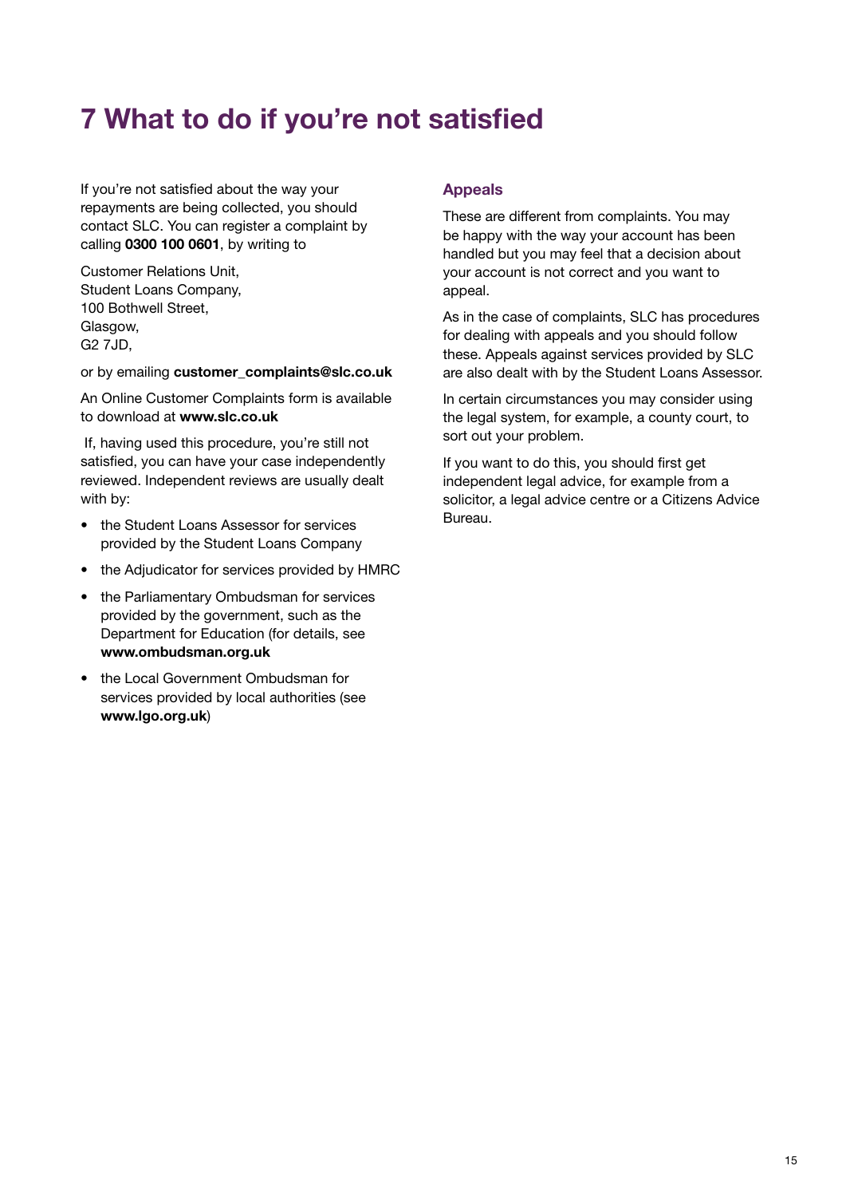# 7 What to do if you're not satisfied

If you're not satisfied about the way your repayments are being collected, you should contact SLC. You can register a complaint by calling **0300 100 0601**, by writing to

Customer Relations Unit,
Student Loans Company,
100 Bothwell Street,
Glasgow,
G2 7JD,

or by emailing **customer_complaints@slc.co.uk**

An Online Customer Complaints form is available to download at **www.slc.co.uk**

If, having used this procedure, you're still not satisfied, you can have your case independently reviewed. Independent reviews are usually dealt with by:

- the Student Loans Assessor for services provided by the Student Loans Company
- the Adjudicator for services provided by HMRC
- the Parliamentary Ombudsman for services provided by the government, such as the Department for Education (for details, see **www.ombudsman.org.uk**
- the Local Government Ombudsman for services provided by local authorities (see **www.lgo.org.uk**)

### Appeals

These are different from complaints. You may be happy with the way your account has been handled but you may feel that a decision about your account is not correct and you want to appeal.

As in the case of complaints, SLC has procedures for dealing with appeals and you should follow these. Appeals against services provided by SLC are also dealt with by the Student Loans Assessor.

In certain circumstances you may consider using the legal system, for example, a county court, to sort out your problem.

If you want to do this, you should first get independent legal advice, for example from a solicitor, a legal advice centre or a Citizens Advice Bureau.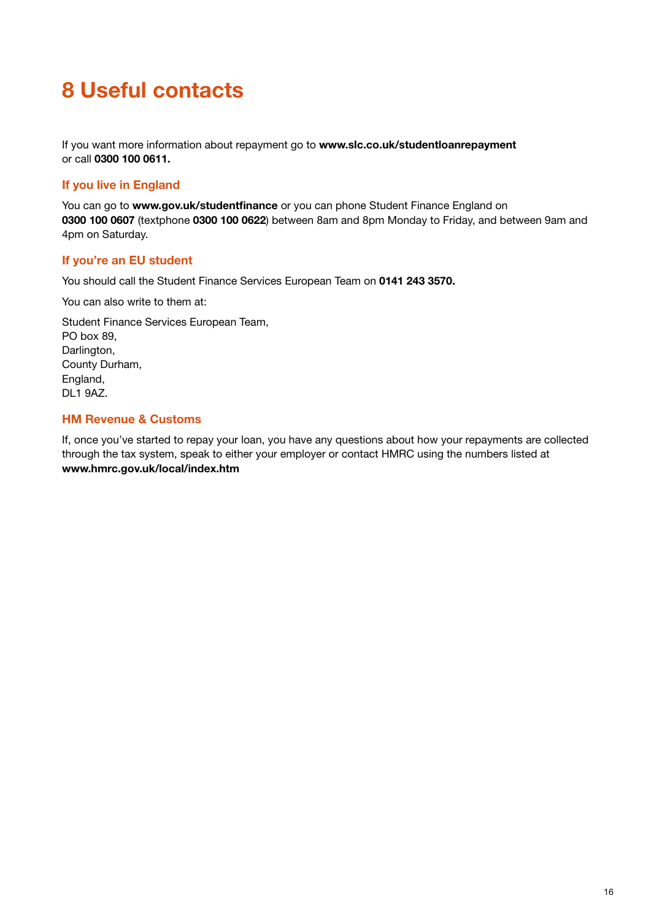# 8 Useful contacts

If you want more information about repayment go to **www.slc.co.uk/studentloanrepayment** or call **0300 100 0611.**

## If you live in England

You can go to **www.gov.uk/studentfinance** or you can phone Student Finance England on **0300 100 0607** (textphone **0300 100 0622**) between 8am and 8pm Monday to Friday, and between 9am and 4pm on Saturday.

## If you're an EU student

You should call the Student Finance Services European Team on **0141 243 3570.**

You can also write to them at:

Student Finance Services European Team,
PO box 89,
Darlington,
County Durham,
England,
DL1 9AZ.

## HM Revenue & Customs

If, once you've started to repay your loan, you have any questions about how your repayments are collected through the tax system, speak to either your employer or contact HMRC using the numbers listed at **www.hmrc.gov.uk/local/index.htm**